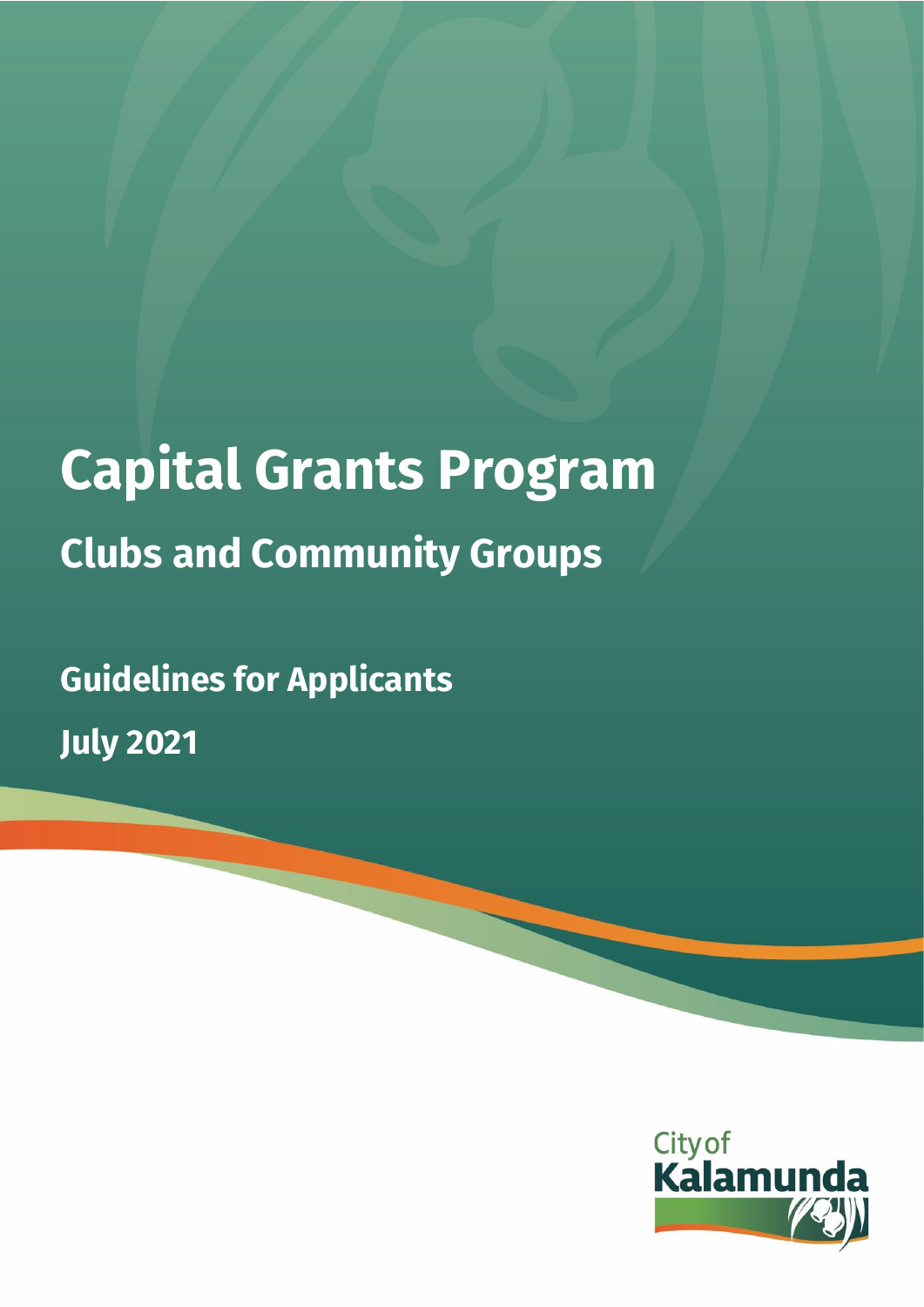# Capital Grants Program

## Clubs and Community Groups

**Guidelines for Applicants**

**July 2021**

City of Kalamunda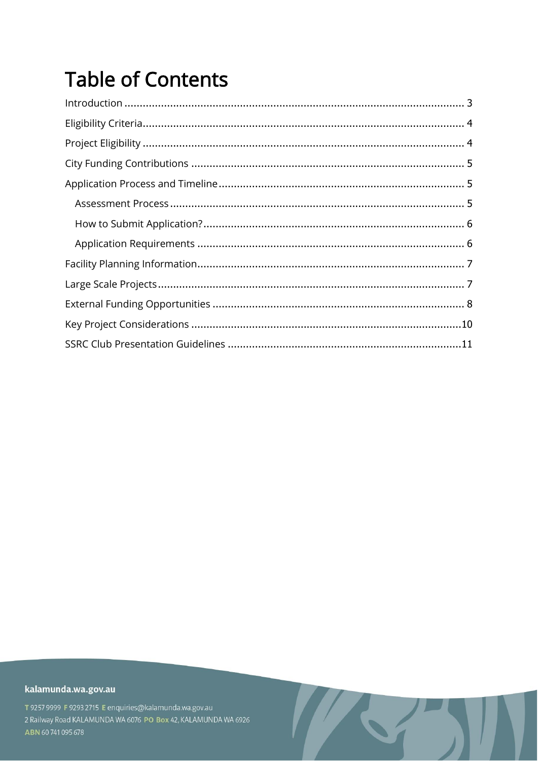# Table of Contents

Introduction ........................................................................................................ 3
Eligibility Criteria................................................................................................ 4
Project Eligibility ................................................................................................ 4
City Funding Contributions ................................................................................ 5
Application Process and Timeline....................................................................... 5
    Assessment Process ....................................................................................... 5
    How to Submit Application?............................................................................ 6
    Application Requirements .............................................................................. 6
Facility Planning Information.............................................................................. 7
Large Scale Projects............................................................................................ 7
External Funding Opportunities .......................................................................... 8
Key Project Considerations ................................................................................10
SSRC Club Presentation Guidelines ....................................................................11

kalamunda.wa.gov.au

T 9257 9999 F 9293 2715 E enquiries@kalamunda.wa.gov.au
2 Railway Road KALAMUNDA WA 6076 PO Box 42, KALAMUNDA WA 6926
ABN 60 741 095 678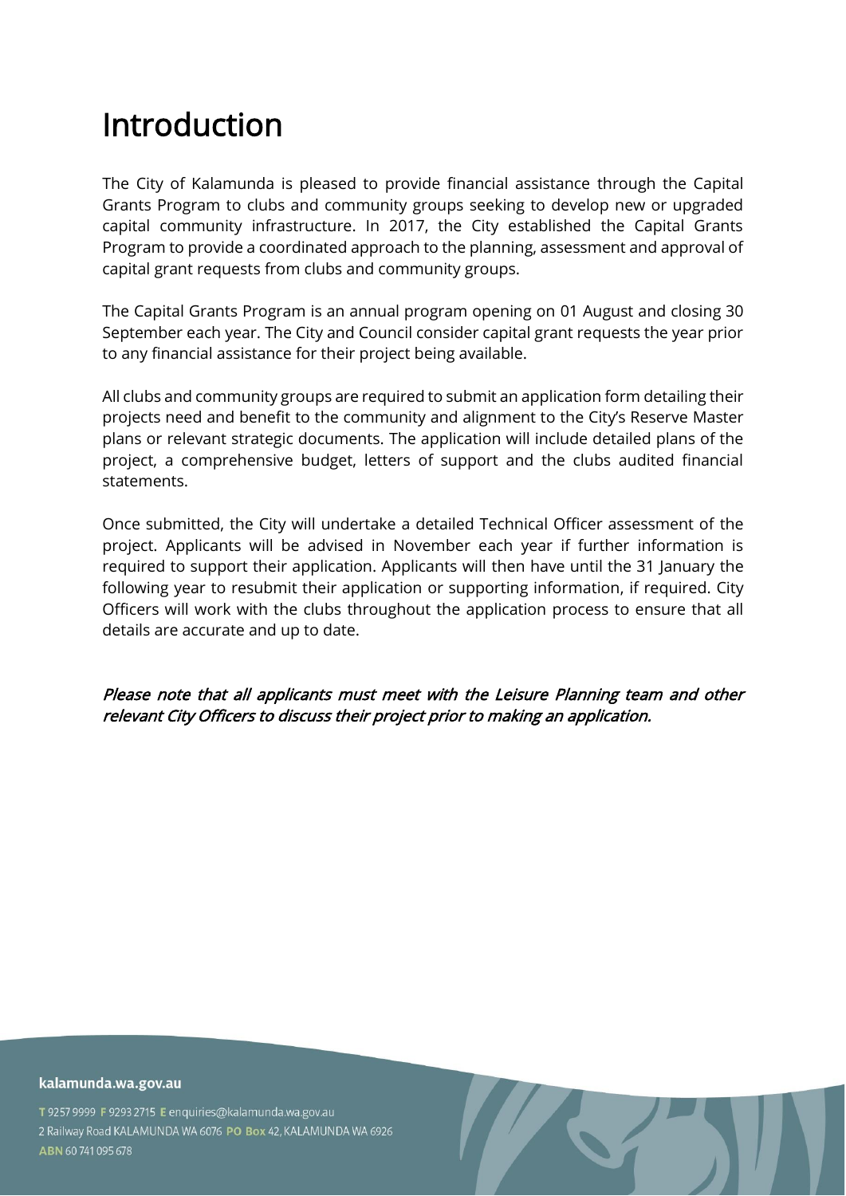# Introduction

The City of Kalamunda is pleased to provide financial assistance through the Capital Grants Program to clubs and community groups seeking to develop new or upgraded capital community infrastructure. In 2017, the City established the Capital Grants Program to provide a coordinated approach to the planning, assessment and approval of capital grant requests from clubs and community groups.

The Capital Grants Program is an annual program opening on 01 August and closing 30 September each year. The City and Council consider capital grant requests the year prior to any financial assistance for their project being available.

All clubs and community groups are required to submit an application form detailing their projects need and benefit to the community and alignment to the City's Reserve Master plans or relevant strategic documents. The application will include detailed plans of the project, a comprehensive budget, letters of support and the clubs audited financial statements.

Once submitted, the City will undertake a detailed Technical Officer assessment of the project. Applicants will be advised in November each year if further information is required to support their application. Applicants will then have until the 31 January the following year to resubmit their application or supporting information, if required. City Officers will work with the clubs throughout the application process to ensure that all details are accurate and up to date.

*Please note that all applicants must meet with the Leisure Planning team and other relevant City Officers to discuss their project prior to making an application.*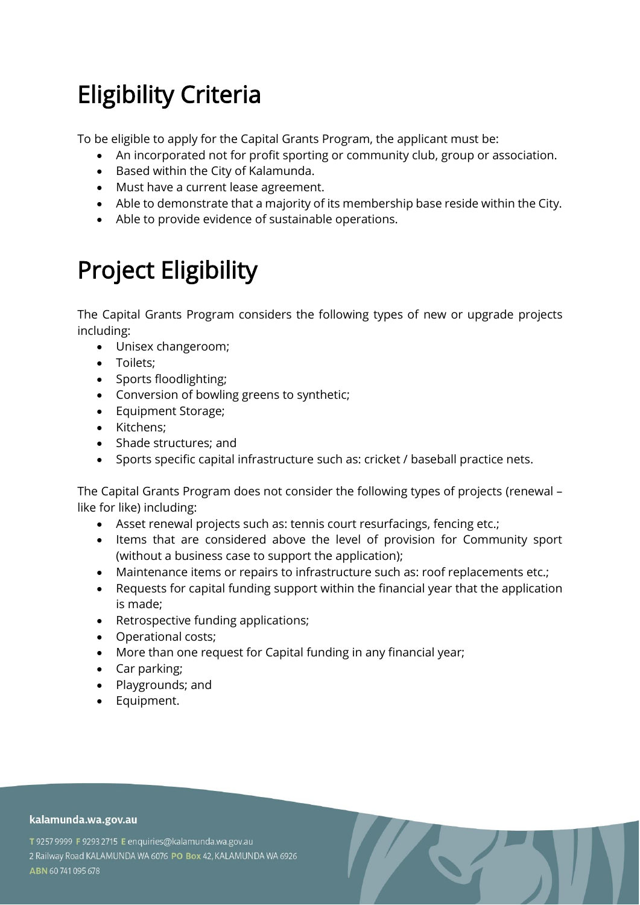# Eligibility Criteria

To be eligible to apply for the Capital Grants Program, the applicant must be:

- An incorporated not for profit sporting or community club, group or association.
- Based within the City of Kalamunda.
- Must have a current lease agreement.
- Able to demonstrate that a majority of its membership base reside within the City.
- Able to provide evidence of sustainable operations.

# Project Eligibility

The Capital Grants Program considers the following types of new or upgrade projects including:

- Unisex changeroom;
- Toilets;
- Sports floodlighting;
- Conversion of bowling greens to synthetic;
- Equipment Storage;
- Kitchens;
- Shade structures; and
- Sports specific capital infrastructure such as: cricket / baseball practice nets.

The Capital Grants Program does not consider the following types of projects (renewal – like for like) including:

- Asset renewal projects such as: tennis court resurfacings, fencing etc.;
- Items that are considered above the level of provision for Community sport (without a business case to support the application);
- Maintenance items or repairs to infrastructure such as: roof replacements etc.;
- Requests for capital funding support within the financial year that the application is made;
- Retrospective funding applications;
- Operational costs;
- More than one request for Capital funding in any financial year;
- Car parking;
- Playgrounds; and
- Equipment.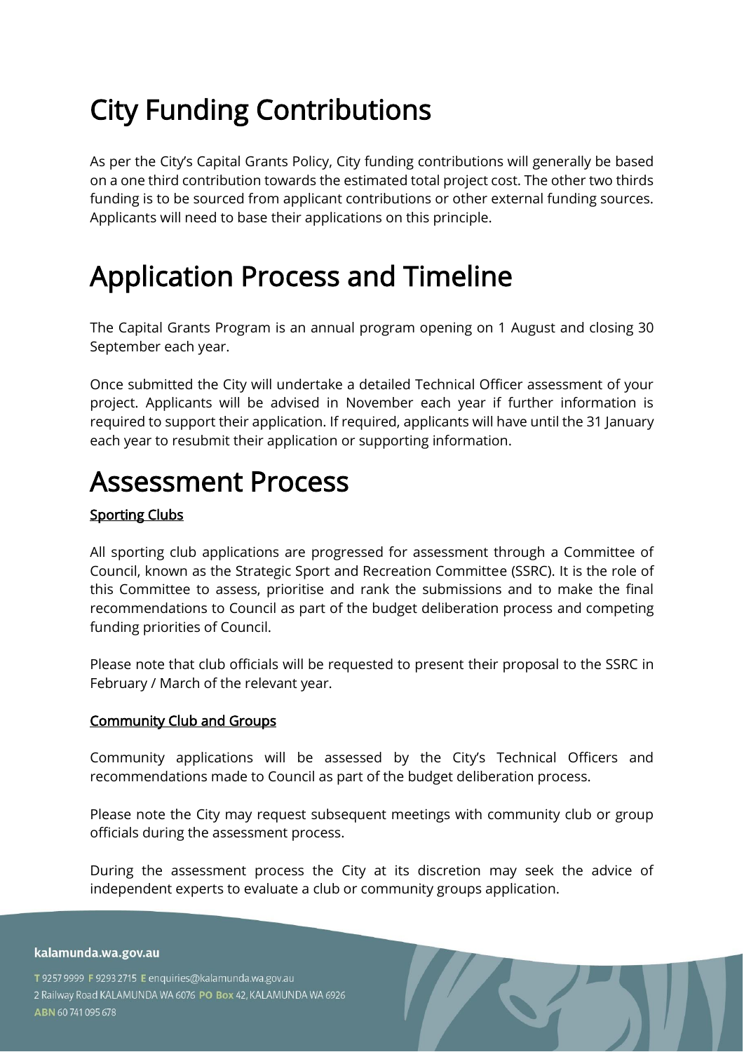# City Funding Contributions

As per the City's Capital Grants Policy, City funding contributions will generally be based on a one third contribution towards the estimated total project cost. The other two thirds funding is to be sourced from applicant contributions or other external funding sources. Applicants will need to base their applications on this principle.

# Application Process and Timeline

The Capital Grants Program is an annual program opening on 1 August and closing 30 September each year.

Once submitted the City will undertake a detailed Technical Officer assessment of your project. Applicants will be advised in November each year if further information is required to support their application. If required, applicants will have until the 31 January each year to resubmit their application or supporting information.

# Assessment Process

**Sporting Clubs**

All sporting club applications are progressed for assessment through a Committee of Council, known as the Strategic Sport and Recreation Committee (SSRC). It is the role of this Committee to assess, prioritise and rank the submissions and to make the final recommendations to Council as part of the budget deliberation process and competing funding priorities of Council.

Please note that club officials will be requested to present their proposal to the SSRC in February / March of the relevant year.

**Community Club and Groups**

Community applications will be assessed by the City's Technical Officers and recommendations made to Council as part of the budget deliberation process.

Please note the City may request subsequent meetings with community club or group officials during the assessment process.

During the assessment process the City at its discretion may seek the advice of independent experts to evaluate a club or community groups application.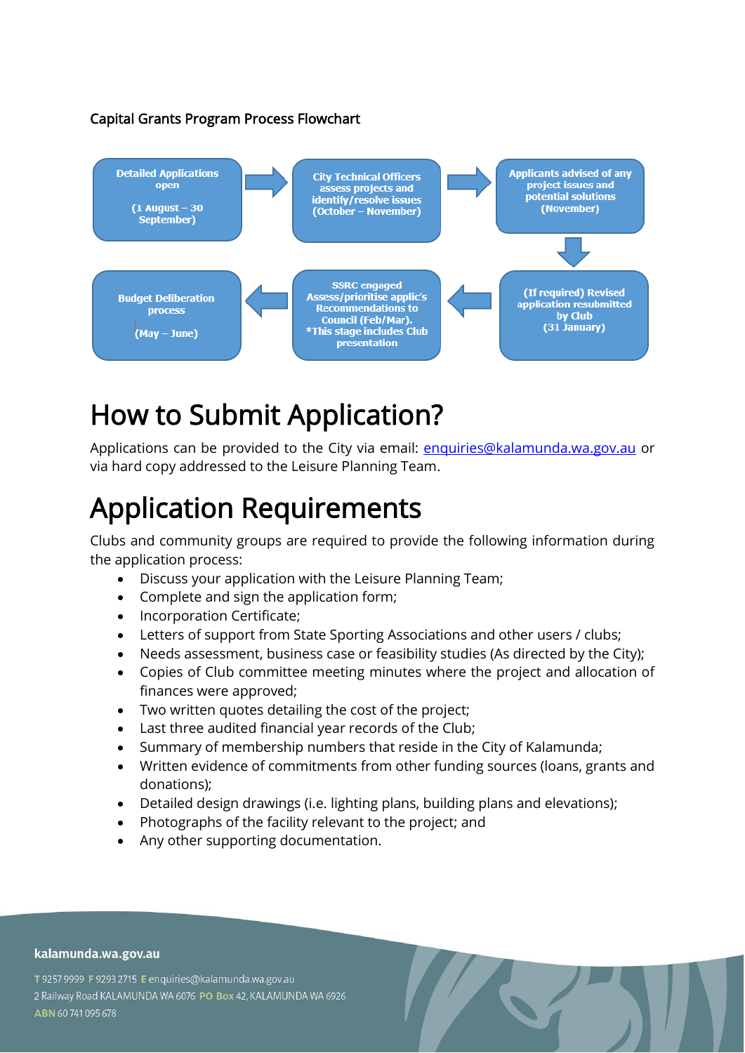Capital Grants Program Process Flowchart

Detailed Applications open (1 August – 30 September) → City Technical Officers assess projects and identify/resolve issues (October – November) → Applicants advised of any project issues and potential solutions (November) → (If required) Revised application resubmitted by Club (31 January) → SSRC engaged Assess/prioritise applic's Recommendations to Council (Feb/Mar). *This stage includes Club presentation → Budget Deliberation process (May – June)

# How to Submit Application?

Applications can be provided to the City via email: enquiries@kalamunda.wa.gov.au or via hard copy addressed to the Leisure Planning Team.

# Application Requirements

Clubs and community groups are required to provide the following information during the application process:

- Discuss your application with the Leisure Planning Team;
- Complete and sign the application form;
- Incorporation Certificate;
- Letters of support from State Sporting Associations and other users / clubs;
- Needs assessment, business case or feasibility studies (As directed by the City);
- Copies of Club committee meeting minutes where the project and allocation of finances were approved;
- Two written quotes detailing the cost of the project;
- Last three audited financial year records of the Club;
- Summary of membership numbers that reside in the City of Kalamunda;
- Written evidence of commitments from other funding sources (loans, grants and donations);
- Detailed design drawings (i.e. lighting plans, building plans and elevations);
- Photographs of the facility relevant to the project; and
- Any other supporting documentation.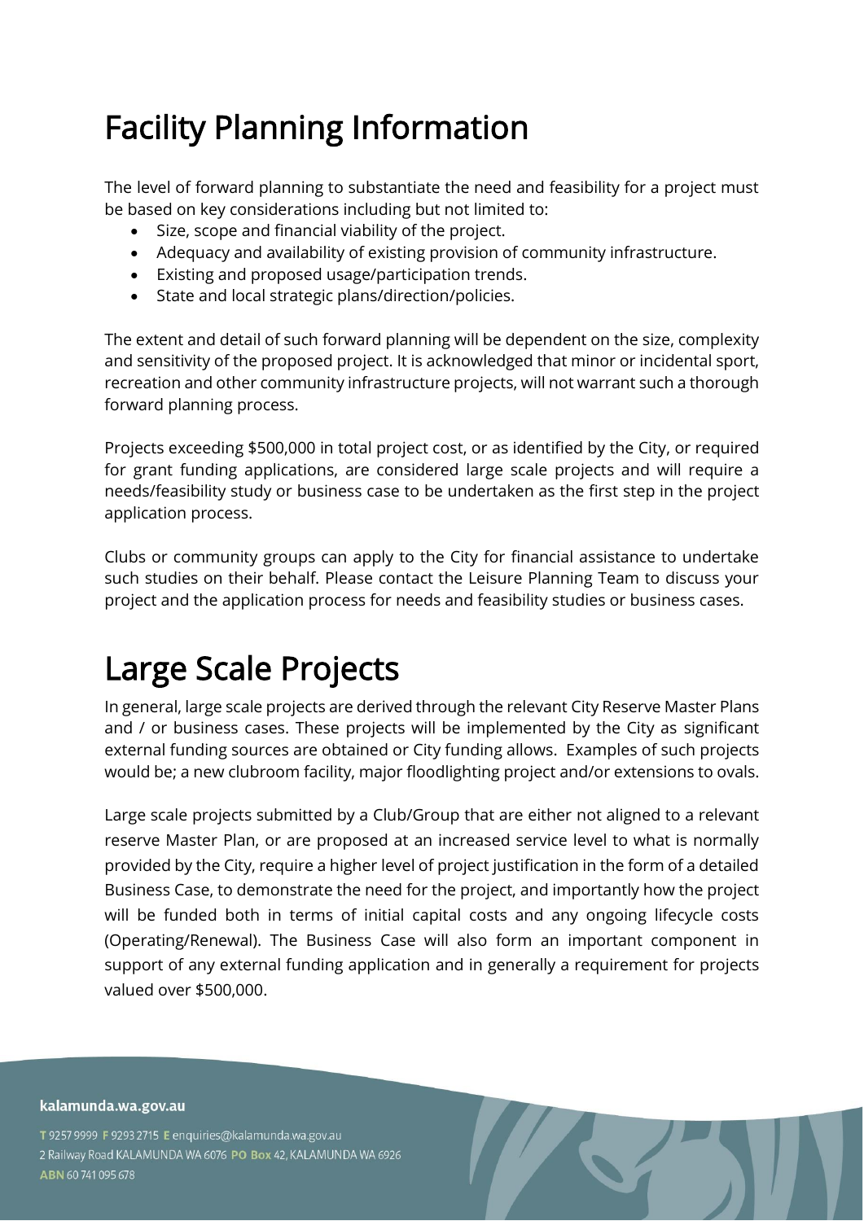# Facility Planning Information

The level of forward planning to substantiate the need and feasibility for a project must be based on key considerations including but not limited to:

- Size, scope and financial viability of the project.
- Adequacy and availability of existing provision of community infrastructure.
- Existing and proposed usage/participation trends.
- State and local strategic plans/direction/policies.

The extent and detail of such forward planning will be dependent on the size, complexity and sensitivity of the proposed project. It is acknowledged that minor or incidental sport, recreation and other community infrastructure projects, will not warrant such a thorough forward planning process.

Projects exceeding $500,000 in total project cost, or as identified by the City, or required for grant funding applications, are considered large scale projects and will require a needs/feasibility study or business case to be undertaken as the first step in the project application process.

Clubs or community groups can apply to the City for financial assistance to undertake such studies on their behalf. Please contact the Leisure Planning Team to discuss your project and the application process for needs and feasibility studies or business cases.

# Large Scale Projects

In general, large scale projects are derived through the relevant City Reserve Master Plans and / or business cases. These projects will be implemented by the City as significant external funding sources are obtained or City funding allows. Examples of such projects would be; a new clubroom facility, major floodlighting project and/or extensions to ovals.

Large scale projects submitted by a Club/Group that are either not aligned to a relevant reserve Master Plan, or are proposed at an increased service level to what is normally provided by the City, require a higher level of project justification in the form of a detailed Business Case, to demonstrate the need for the project, and importantly how the project will be funded both in terms of initial capital costs and any ongoing lifecycle costs (Operating/Renewal). The Business Case will also form an important component in support of any external funding application and in generally a requirement for projects valued over $500,000.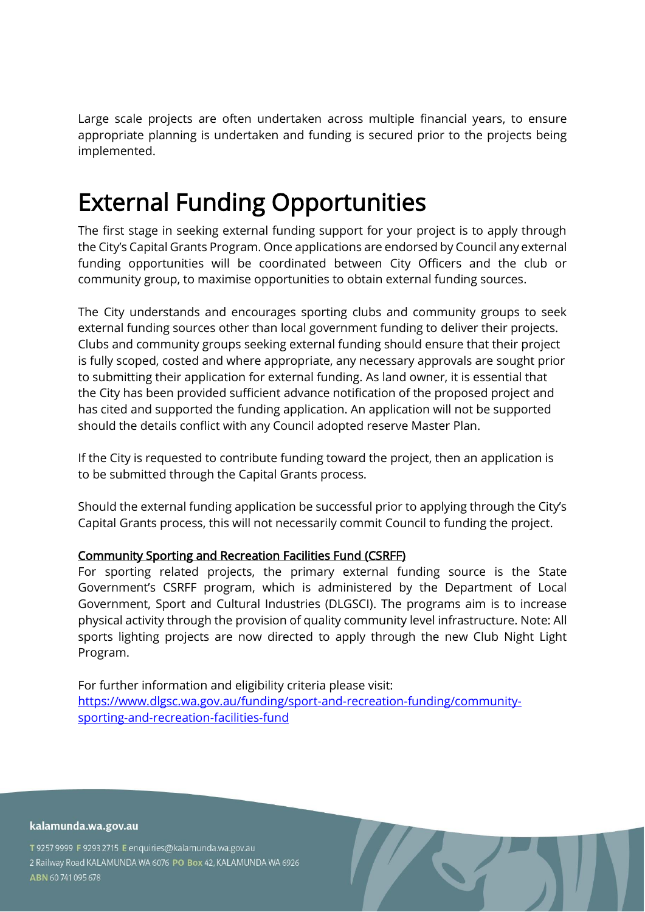Large scale projects are often undertaken across multiple financial years, to ensure appropriate planning is undertaken and funding is secured prior to the projects being implemented.

# External Funding Opportunities

The first stage in seeking external funding support for your project is to apply through the City's Capital Grants Program. Once applications are endorsed by Council any external funding opportunities will be coordinated between City Officers and the club or community group, to maximise opportunities to obtain external funding sources.

The City understands and encourages sporting clubs and community groups to seek external funding sources other than local government funding to deliver their projects. Clubs and community groups seeking external funding should ensure that their project is fully scoped, costed and where appropriate, any necessary approvals are sought prior to submitting their application for external funding. As land owner, it is essential that the City has been provided sufficient advance notification of the proposed project and has cited and supported the funding application. An application will not be supported should the details conflict with any Council adopted reserve Master Plan.

If the City is requested to contribute funding toward the project, then an application is to be submitted through the Capital Grants process.

Should the external funding application be successful prior to applying through the City's Capital Grants process, this will not necessarily commit Council to funding the project.

<u>Community Sporting and Recreation Facilities Fund (CSRFF)</u>
For sporting related projects, the primary external funding source is the State Government's CSRFF program, which is administered by the Department of Local Government, Sport and Cultural Industries (DLGSCI). The programs aim is to increase physical activity through the provision of quality community level infrastructure. Note: All sports lighting projects are now directed to apply through the new Club Night Light Program.

For further information and eligibility criteria please visit:
https://www.dlgsc.wa.gov.au/funding/sport-and-recreation-funding/community-sporting-and-recreation-facilities-fund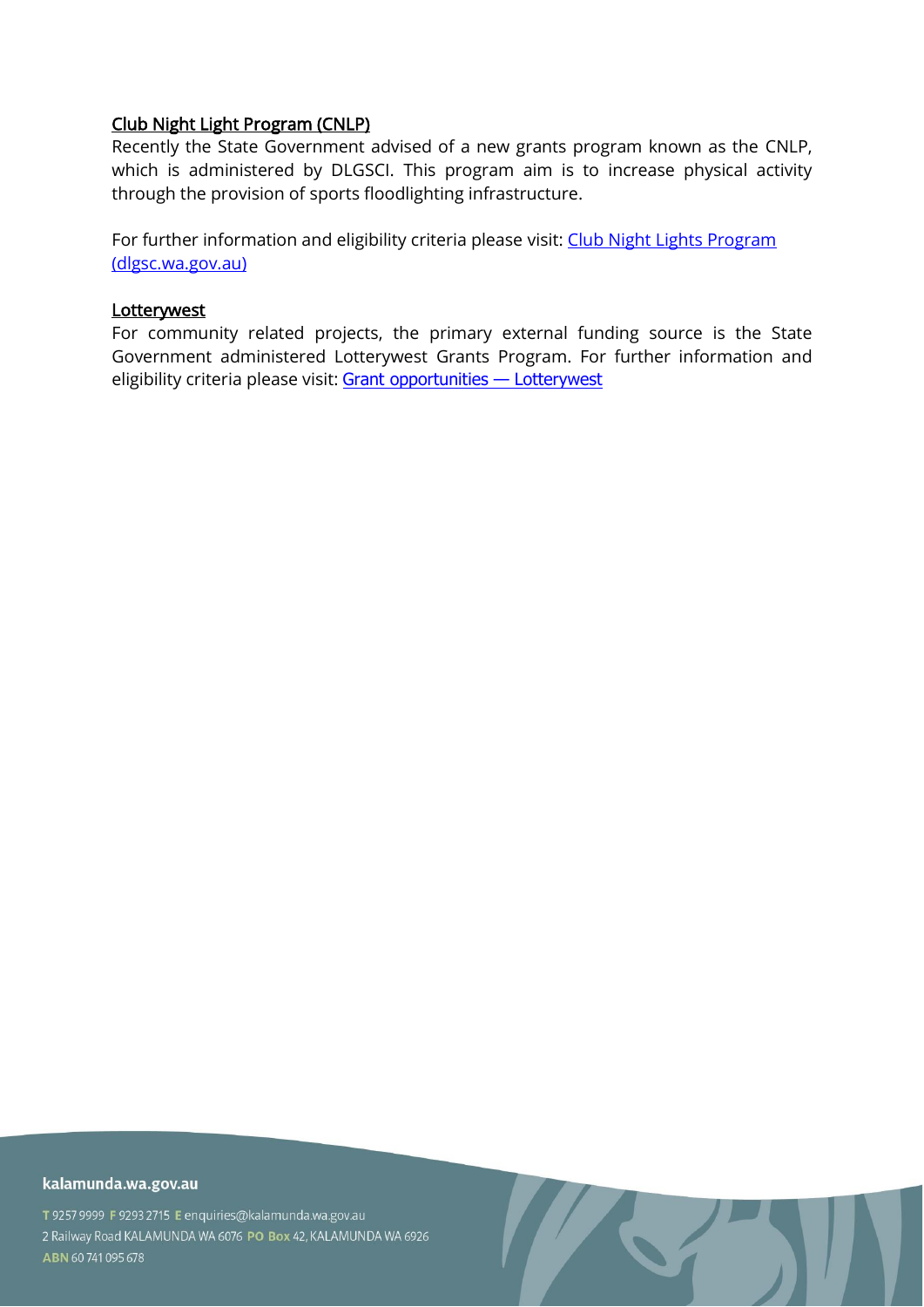<u>Club Night Light Program (CNLP)</u>

Recently the State Government advised of a new grants program known as the CNLP, which is administered by DLGSCI. This program aim is to increase physical activity through the provision of sports floodlighting infrastructure.

For further information and eligibility criteria please visit: [Club Night Lights Program (dlgsc.wa.gov.au)]()

<u>Lotterywest</u>

For community related projects, the primary external funding source is the State Government administered Lotterywest Grants Program. For further information and eligibility criteria please visit: [Grant opportunities — Lotterywest]()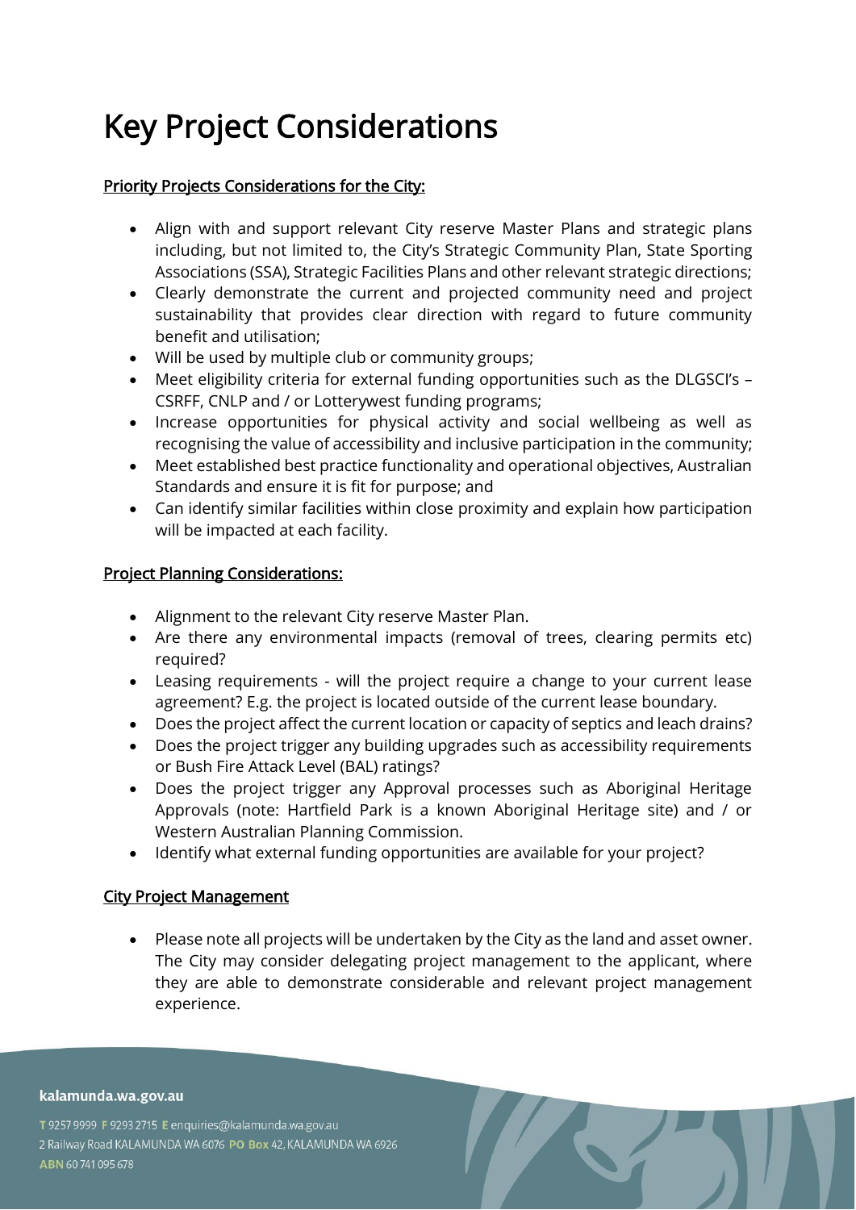# Key Project Considerations

## Priority Projects Considerations for the City:

- Align with and support relevant City reserve Master Plans and strategic plans including, but not limited to, the City's Strategic Community Plan, State Sporting Associations (SSA), Strategic Facilities Plans and other relevant strategic directions;
- Clearly demonstrate the current and projected community need and project sustainability that provides clear direction with regard to future community benefit and utilisation;
- Will be used by multiple club or community groups;
- Meet eligibility criteria for external funding opportunities such as the DLGSCI's – CSRFF, CNLP and / or Lotterywest funding programs;
- Increase opportunities for physical activity and social wellbeing as well as recognising the value of accessibility and inclusive participation in the community;
- Meet established best practice functionality and operational objectives, Australian Standards and ensure it is fit for purpose; and
- Can identify similar facilities within close proximity and explain how participation will be impacted at each facility.

## Project Planning Considerations:

- Alignment to the relevant City reserve Master Plan.
- Are there any environmental impacts (removal of trees, clearing permits etc) required?
- Leasing requirements - will the project require a change to your current lease agreement? E.g. the project is located outside of the current lease boundary.
- Does the project affect the current location or capacity of septics and leach drains?
- Does the project trigger any building upgrades such as accessibility requirements or Bush Fire Attack Level (BAL) ratings?
- Does the project trigger any Approval processes such as Aboriginal Heritage Approvals (note: Hartfield Park is a known Aboriginal Heritage site) and / or Western Australian Planning Commission.
- Identify what external funding opportunities are available for your project?

## City Project Management

- Please note all projects will be undertaken by the City as the land and asset owner. The City may consider delegating project management to the applicant, where they are able to demonstrate considerable and relevant project management experience.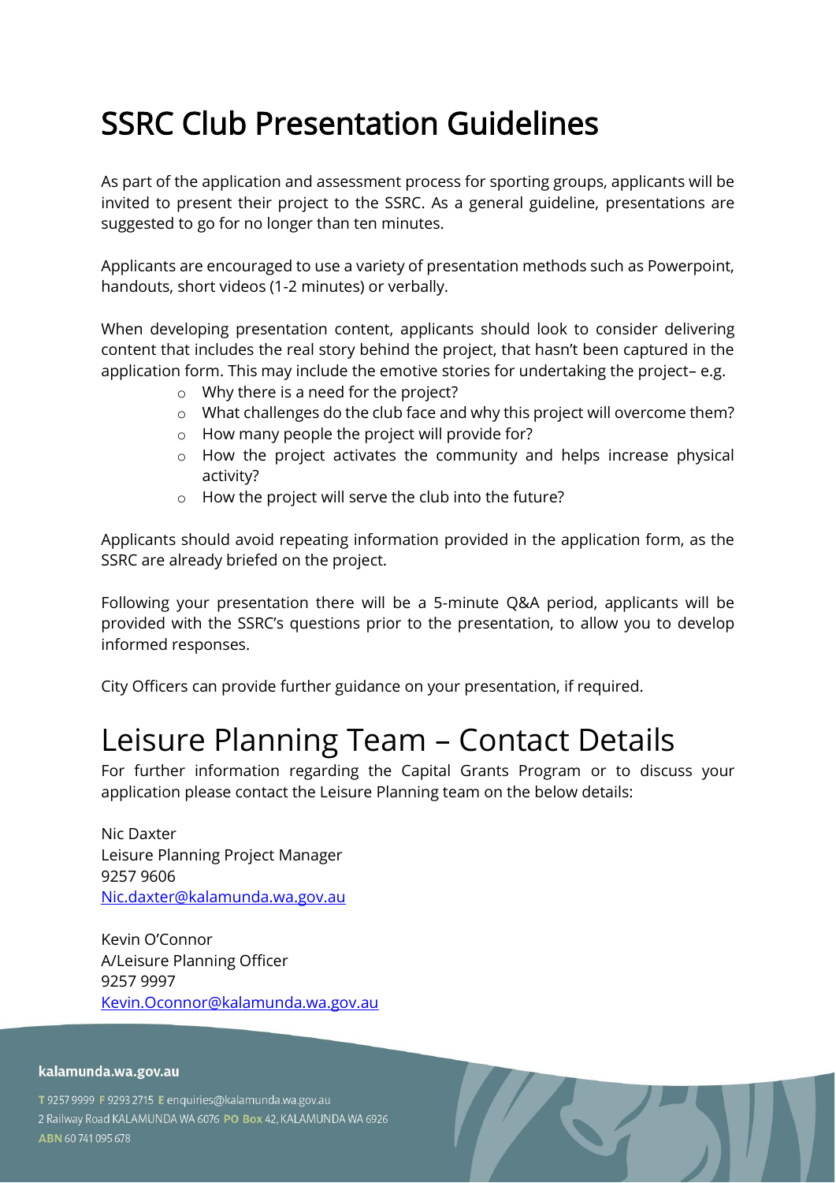# SSRC Club Presentation Guidelines

As part of the application and assessment process for sporting groups, applicants will be invited to present their project to the SSRC. As a general guideline, presentations are suggested to go for no longer than ten minutes.

Applicants are encouraged to use a variety of presentation methods such as Powerpoint, handouts, short videos (1-2 minutes) or verbally.

When developing presentation content, applicants should look to consider delivering content that includes the real story behind the project, that hasn't been captured in the application form. This may include the emotive stories for undertaking the project– e.g.

- Why there is a need for the project?
- What challenges do the club face and why this project will overcome them?
- How many people the project will provide for?
- How the project activates the community and helps increase physical activity?
- How the project will serve the club into the future?

Applicants should avoid repeating information provided in the application form, as the SSRC are already briefed on the project.

Following your presentation there will be a 5-minute Q&A period, applicants will be provided with the SSRC's questions prior to the presentation, to allow you to develop informed responses.

City Officers can provide further guidance on your presentation, if required.

# Leisure Planning Team – Contact Details

For further information regarding the Capital Grants Program or to discuss your application please contact the Leisure Planning team on the below details:

Nic Daxter
Leisure Planning Project Manager
9257 9606
Nic.daxter@kalamunda.wa.gov.au

Kevin O'Connor
A/Leisure Planning Officer
9257 9997
Kevin.Oconnor@kalamunda.wa.gov.au